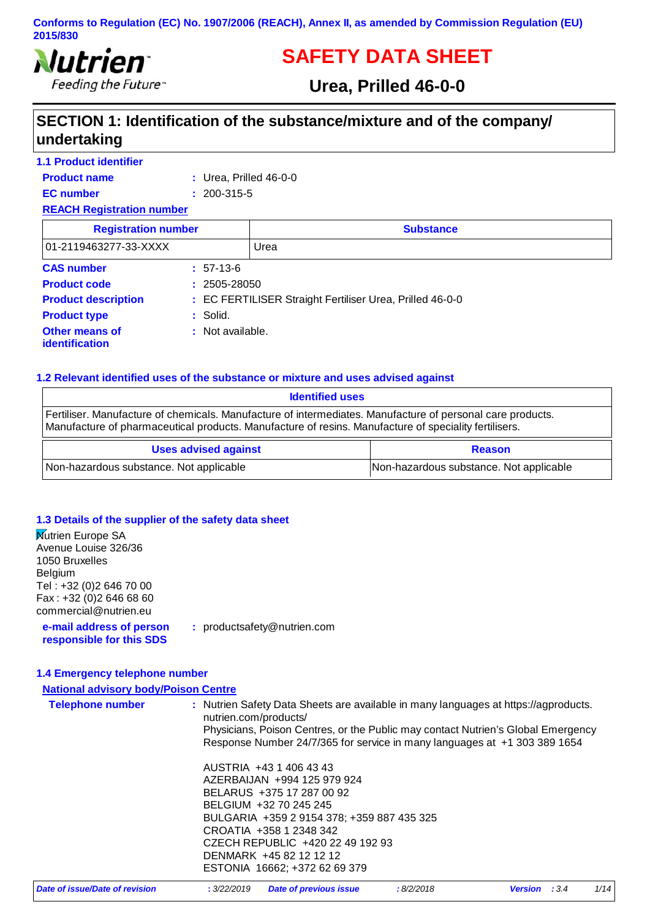Conforms to Regulation (EC) No. 1907/2006 (REACH), Annex II, as amended by Commission Regulation (EU) 2015/830

Nutrien
Feeding the Future™

# SAFETY DATA SHEET

## Urea, Prilled 46-0-0

## SECTION 1: Identification of the substance/mixture and of the company/ undertaking

### 1.1 Product identifier

**Product name** : Urea, Prilled 46-0-0

**EC number** : 200-315-5

**REACH Registration number**

| Registration number | Substance |
|---|---|
| 01-2119463277-33-XXXX | Urea |

**CAS number** : 57-13-6

**Product code** : 2505-28050

**Product description** : EC FERTILISER Straight Fertiliser Urea, Prilled 46-0-0

**Product type** : Solid.

**Other means of identification** : Not available.

### 1.2 Relevant identified uses of the substance or mixture and uses advised against

| Identified uses |
|---|
| Fertiliser. Manufacture of chemicals. Manufacture of intermediates. Manufacture of personal care products. Manufacture of pharmaceutical products. Manufacture of resins. Manufacture of speciality fertilisers. |

| Uses advised against | Reason |
|---|---|
| Non-hazardous substance. Not applicable | Non-hazardous substance. Not applicable |

### 1.3 Details of the supplier of the safety data sheet

Nutrien Europe SA
Avenue Louise 326/36
1050 Bruxelles
Belgium
Tel : +32 (0)2 646 70 00
Fax : +32 (0)2 646 68 60
commercial@nutrien.eu

**e-mail address of person responsible for this SDS** : productsafety@nutrien.com

### 1.4 Emergency telephone number

**National advisory body/Poison Centre**

**Telephone number** : Nutrien Safety Data Sheets are available in many languages at https://agproducts.nutrien.com/products/
Physicians, Poison Centres, or the Public may contact Nutrien's Global Emergency Response Number 24/7/365 for service in many languages at +1 303 389 1654

AUSTRIA +43 1 406 43 43
AZERBAIJAN +994 125 979 924
BELARUS +375 17 287 00 92
BELGIUM +32 70 245 245
BULGARIA +359 2 9154 378; +359 887 435 325
CROATIA +358 1 2348 342
CZECH REPUBLIC +420 22 49 192 93
DENMARK +45 82 12 12 12
ESTONIA 16662; +372 62 69 379

*Date of issue/Date of revision* : 3/22/2019 *Date of previous issue* : 8/2/2018 *Version* : 3.4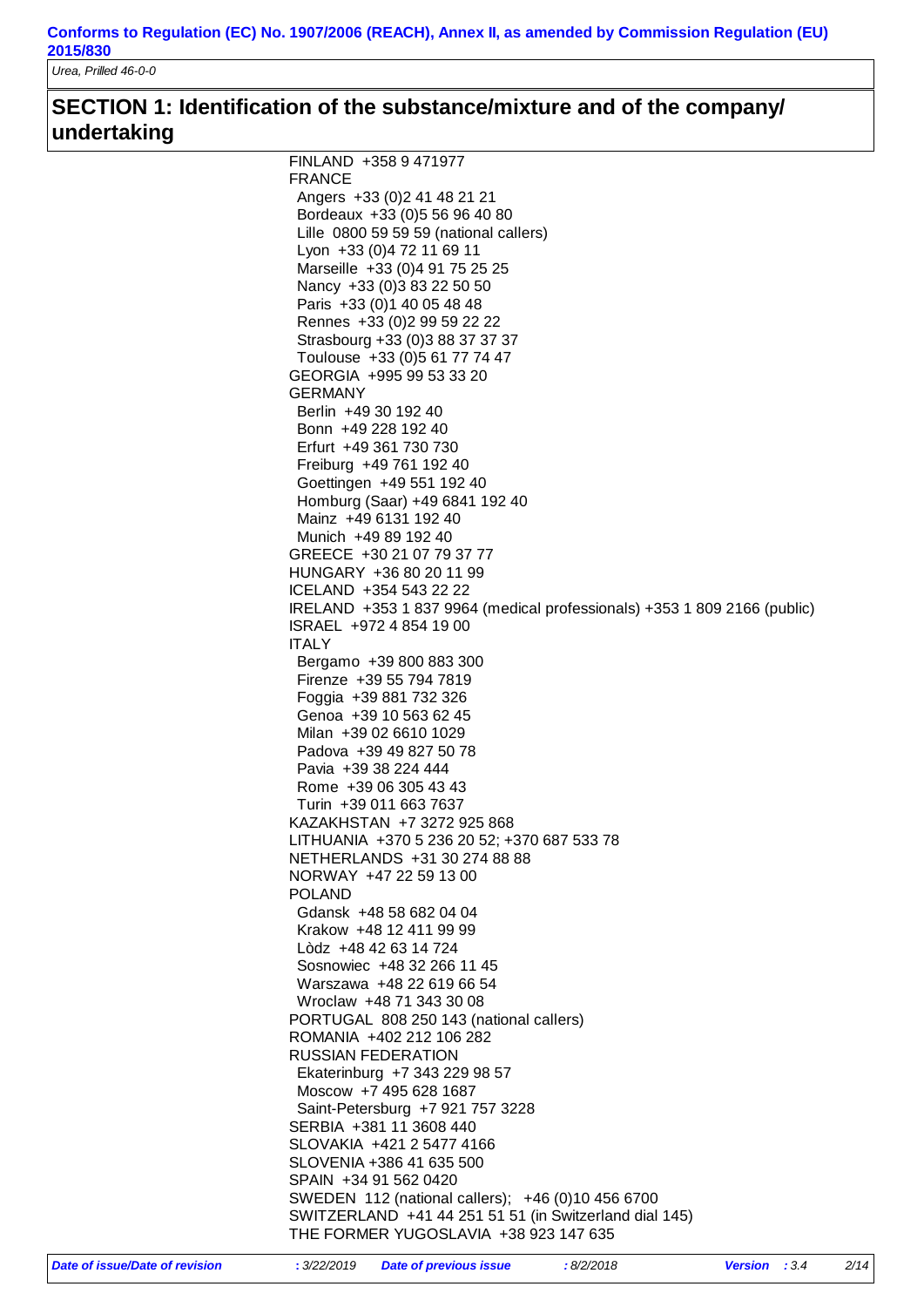## SECTION 1: Identification of the substance/mixture and of the company/ undertaking

FINLAND +358 9 471977
FRANCE
- Angers +33 (0)2 41 48 21 21
- Bordeaux +33 (0)5 56 96 40 80
- Lille 0800 59 59 59 (national callers)
- Lyon +33 (0)4 72 11 69 11
- Marseille +33 (0)4 91 75 25 25
- Nancy +33 (0)3 83 22 50 50
- Paris +33 (0)1 40 05 48 48
- Rennes +33 (0)2 99 59 22 22
- Strasbourg +33 (0)3 88 37 37 37
- Toulouse +33 (0)5 61 77 74 47

GEORGIA +995 99 53 33 20
GERMANY
- Berlin +49 30 192 40
- Bonn +49 228 192 40
- Erfurt +49 361 730 730
- Freiburg +49 761 192 40
- Goettingen +49 551 192 40
- Homburg (Saar) +49 6841 192 40
- Mainz +49 6131 192 40
- Munich +49 89 192 40

GREECE +30 21 07 79 37 77
HUNGARY +36 80 20 11 99
ICELAND +354 543 22 22
IRELAND +353 1 837 9964 (medical professionals) +353 1 809 2166 (public)
ISRAEL +972 4 854 19 00
ITALY
- Bergamo +39 800 883 300
- Firenze +39 55 794 7819
- Foggia +39 881 732 326
- Genoa +39 10 563 62 45
- Milan +39 02 6610 1029
- Padova +39 49 827 50 78
- Pavia +39 38 224 444
- Rome +39 06 305 43 43
- Turin +39 011 663 7637

KAZAKHSTAN +7 3272 925 868
LITHUANIA +370 5 236 20 52; +370 687 533 78
NETHERLANDS +31 30 274 88 88
NORWAY +47 22 59 13 00
POLAND
- Gdansk +48 58 682 04 04
- Krakow +48 12 411 99 99
- Lòdz +48 42 63 14 724
- Sosnowiec +48 32 266 11 45
- Warszawa +48 22 619 66 54
- Wroclaw +48 71 343 30 08

PORTUGAL 808 250 143 (national callers)
ROMANIA +402 212 106 282
RUSSIAN FEDERATION
- Ekaterinburg +7 343 229 98 57
- Moscow +7 495 628 1687
- Saint-Petersburg +7 921 757 3228

SERBIA +381 11 3608 440
SLOVAKIA +421 2 5477 4166
SLOVENIA +386 41 635 500
SPAIN +34 91 562 0420
SWEDEN 112 (national callers); +46 (0)10 456 6700
SWITZERLAND +41 44 251 51 51 (in Switzerland dial 145)
THE FORMER YUGOSLAVIA +38 923 147 635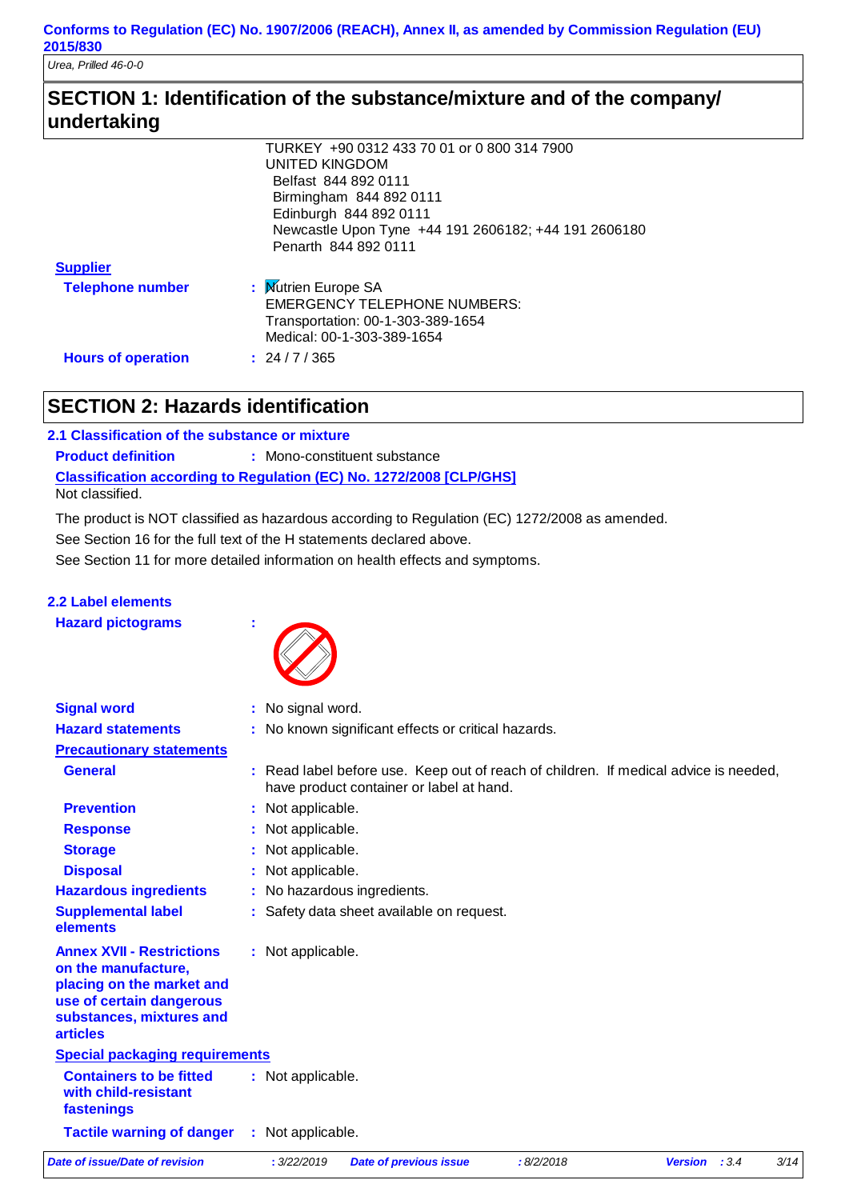## SECTION 1: Identification of the substance/mixture and of the company/ undertaking

TURKEY +90 0312 433 70 01 or 0 800 314 7900
UNITED KINGDOM
Belfast 844 892 0111
Birmingham 844 892 0111
Edinburgh 844 892 0111
Newcastle Upon Tyne +44 191 2606182; +44 191 2606180
Penarth 844 892 0111

**Supplier**

**Telephone number** : Nutrien Europe SA
EMERGENCY TELEPHONE NUMBERS:
Transportation: 00-1-303-389-1654
Medical: 00-1-303-389-1654

**Hours of operation** : 24 / 7 / 365

## SECTION 2: Hazards identification

### 2.1 Classification of the substance or mixture

**Product definition** : Mono-constituent substance

**Classification according to Regulation (EC) No. 1272/2008 [CLP/GHS]**

Not classified.

The product is NOT classified as hazardous according to Regulation (EC) 1272/2008 as amended.

See Section 16 for the full text of the H statements declared above.

See Section 11 for more detailed information on health effects and symptoms.

### 2.2 Label elements

**Hazard pictograms** :

**Signal word** : No signal word.

**Hazard statements** : No known significant effects or critical hazards.

**Precautionary statements**

**General** : Read label before use. Keep out of reach of children. If medical advice is needed, have product container or label at hand.

**Prevention** : Not applicable.

**Response** : Not applicable.

**Storage** : Not applicable.

**Disposal** : Not applicable.

**Hazardous ingredients** : No hazardous ingredients.

**Supplemental label elements** : Safety data sheet available on request.

**Annex XVII - Restrictions on the manufacture, placing on the market and use of certain dangerous substances, mixtures and articles** : Not applicable.

**Special packaging requirements**

**Containers to be fitted with child-resistant fastenings** : Not applicable.

**Tactile warning of danger** : Not applicable.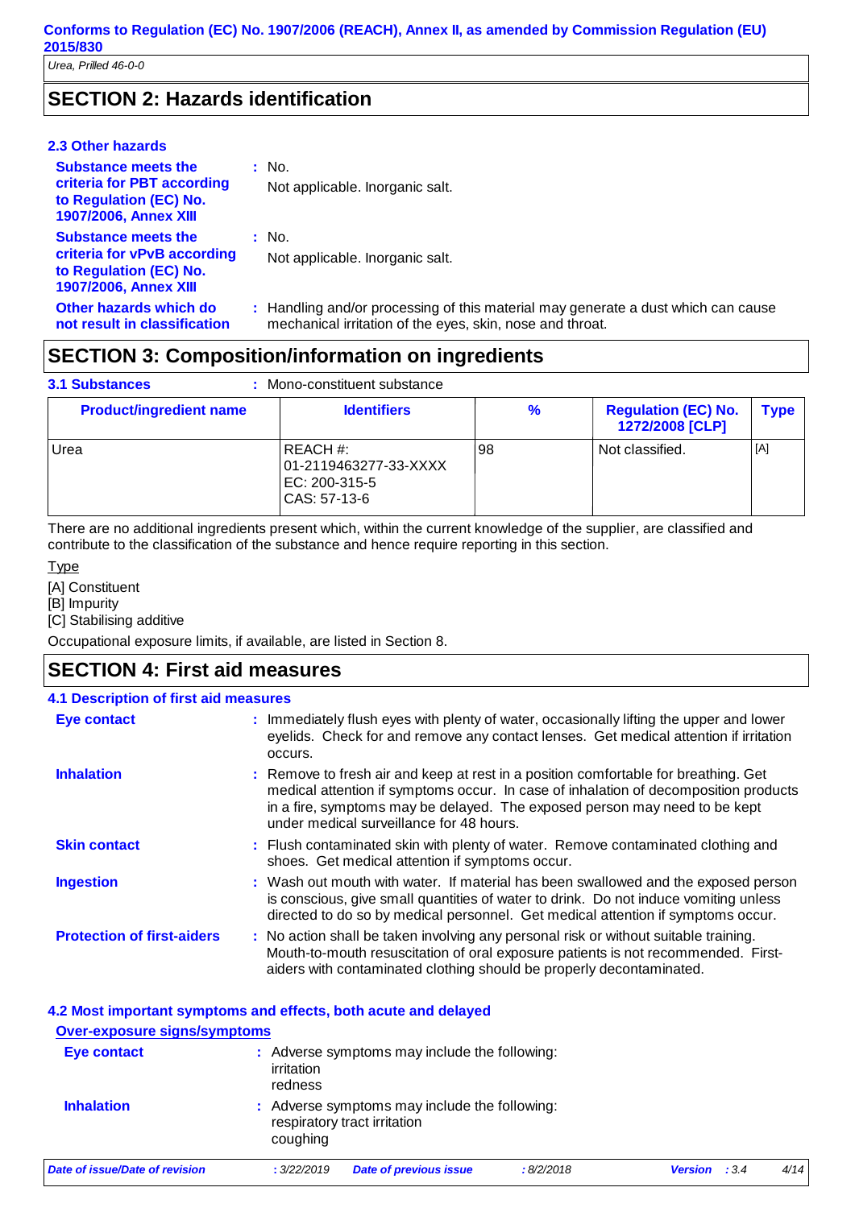## SECTION 2: Hazards identification

### 2.3 Other hazards

**Substance meets the criteria for PBT according to Regulation (EC) No. 1907/2006, Annex XIII** : No.
Not applicable. Inorganic salt.

**Substance meets the criteria for vPvB according to Regulation (EC) No. 1907/2006, Annex XIII** : No.
Not applicable. Inorganic salt.

**Other hazards which do not result in classification** : Handling and/or processing of this material may generate a dust which can cause mechanical irritation of the eyes, skin, nose and throat.

## SECTION 3: Composition/information on ingredients

**3.1 Substances** : Mono-constituent substance

| Product/ingredient name | Identifiers | % | Regulation (EC) No. 1272/2008 [CLP] | Type |
|---|---|---|---|---|
| Urea | REACH #: 01-2119463277-33-XXXX<br>EC: 200-315-5<br>CAS: 57-13-6 | 98 | Not classified. | [A] |

There are no additional ingredients present which, within the current knowledge of the supplier, are classified and contribute to the classification of the substance and hence require reporting in this section.

Type

[A] Constituent
[B] Impurity
[C] Stabilising additive

Occupational exposure limits, if available, are listed in Section 8.

## SECTION 4: First aid measures

### 4.1 Description of first aid measures

**Eye contact** : Immediately flush eyes with plenty of water, occasionally lifting the upper and lower eyelids. Check for and remove any contact lenses. Get medical attention if irritation occurs.

**Inhalation** : Remove to fresh air and keep at rest in a position comfortable for breathing. Get medical attention if symptoms occur. In case of inhalation of decomposition products in a fire, symptoms may be delayed. The exposed person may need to be kept under medical surveillance for 48 hours.

**Skin contact** : Flush contaminated skin with plenty of water. Remove contaminated clothing and shoes. Get medical attention if symptoms occur.

**Ingestion** : Wash out mouth with water. If material has been swallowed and the exposed person is conscious, give small quantities of water to drink. Do not induce vomiting unless directed to do so by medical personnel. Get medical attention if symptoms occur.

**Protection of first-aiders** : No action shall be taken involving any personal risk or without suitable training. Mouth-to-mouth resuscitation of oral exposure patients is not recommended. First-aiders with contaminated clothing should be properly decontaminated.

### 4.2 Most important symptoms and effects, both acute and delayed

**Over-exposure signs/symptoms**

**Eye contact** : Adverse symptoms may include the following:
irritation
redness

**Inhalation** : Adverse symptoms may include the following:
respiratory tract irritation
coughing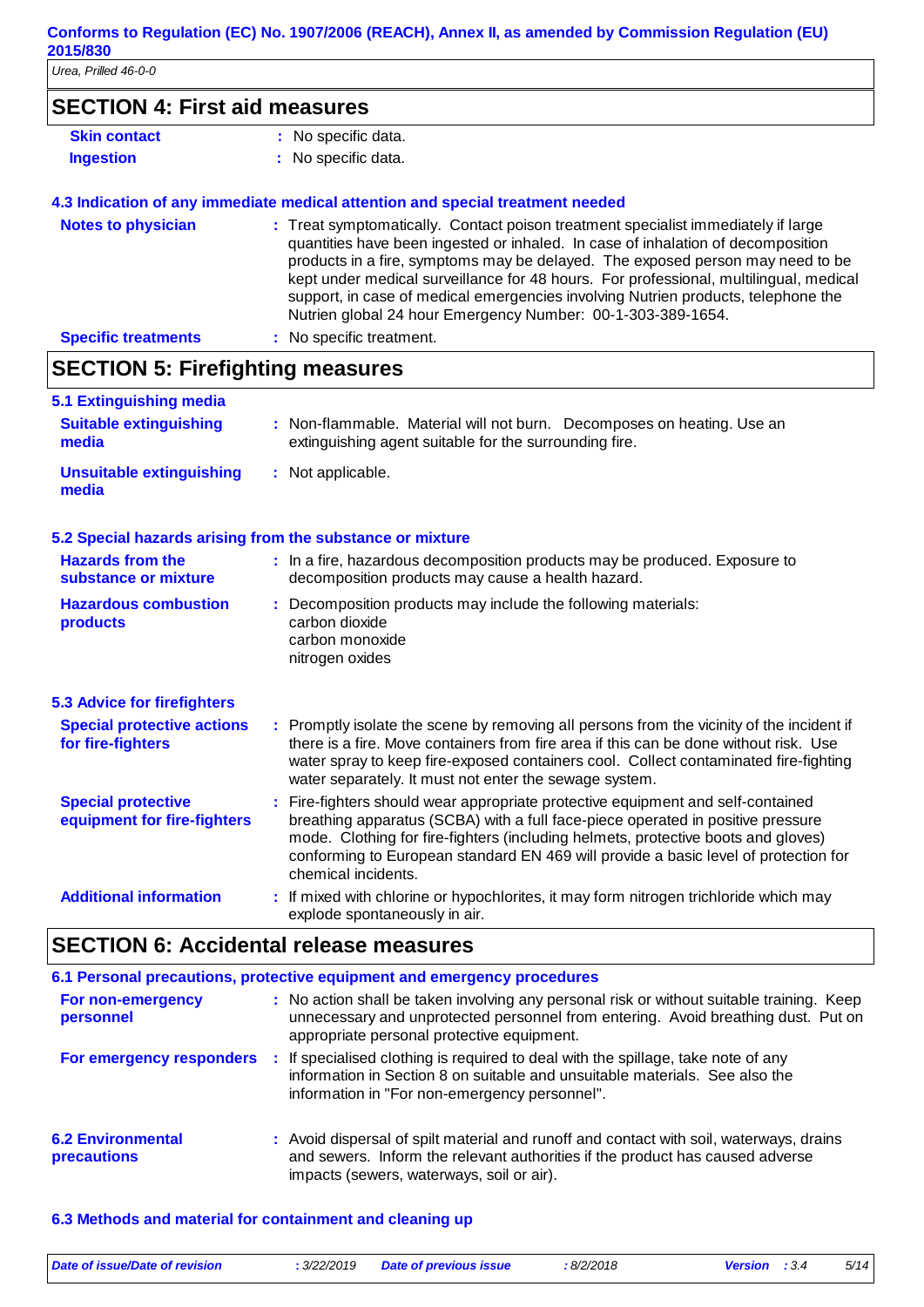## SECTION 4: First aid measures

**Skin contact** : No specific data.

**Ingestion** : No specific data.

### 4.3 Indication of any immediate medical attention and special treatment needed

**Notes to physician** : Treat symptomatically. Contact poison treatment specialist immediately if large quantities have been ingested or inhaled. In case of inhalation of decomposition products in a fire, symptoms may be delayed. The exposed person may need to be kept under medical surveillance for 48 hours. For professional, multilingual, medical support, in case of medical emergencies involving Nutrien products, telephone the Nutrien global 24 hour Emergency Number: 00-1-303-389-1654.

**Specific treatments** : No specific treatment.

## SECTION 5: Firefighting measures

### 5.1 Extinguishing media

**Suitable extinguishing media** : Non-flammable. Material will not burn. Decomposes on heating. Use an extinguishing agent suitable for the surrounding fire.

**Unsuitable extinguishing media** : Not applicable.

### 5.2 Special hazards arising from the substance or mixture

**Hazards from the substance or mixture** : In a fire, hazardous decomposition products may be produced. Exposure to decomposition products may cause a health hazard.

**Hazardous combustion products** : Decomposition products may include the following materials:
carbon dioxide
carbon monoxide
nitrogen oxides

### 5.3 Advice for firefighters

**Special protective actions for fire-fighters** : Promptly isolate the scene by removing all persons from the vicinity of the incident if there is a fire. Move containers from fire area if this can be done without risk. Use water spray to keep fire-exposed containers cool. Collect contaminated fire-fighting water separately. It must not enter the sewage system.

**Special protective equipment for fire-fighters** : Fire-fighters should wear appropriate protective equipment and self-contained breathing apparatus (SCBA) with a full face-piece operated in positive pressure mode. Clothing for fire-fighters (including helmets, protective boots and gloves) conforming to European standard EN 469 will provide a basic level of protection for chemical incidents.

**Additional information** : If mixed with chlorine or hypochlorites, it may form nitrogen trichloride which may explode spontaneously in air.

## SECTION 6: Accidental release measures

### 6.1 Personal precautions, protective equipment and emergency procedures

**For non-emergency personnel** : No action shall be taken involving any personal risk or without suitable training. Keep unnecessary and unprotected personnel from entering. Avoid breathing dust. Put on appropriate personal protective equipment.

**For emergency responders** : If specialised clothing is required to deal with the spillage, take note of any information in Section 8 on suitable and unsuitable materials. See also the information in "For non-emergency personnel".

### 6.2 Environmental precautions

: Avoid dispersal of spilt material and runoff and contact with soil, waterways, drains and sewers. Inform the relevant authorities if the product has caused adverse impacts (sewers, waterways, soil or air).

### 6.3 Methods and material for containment and cleaning up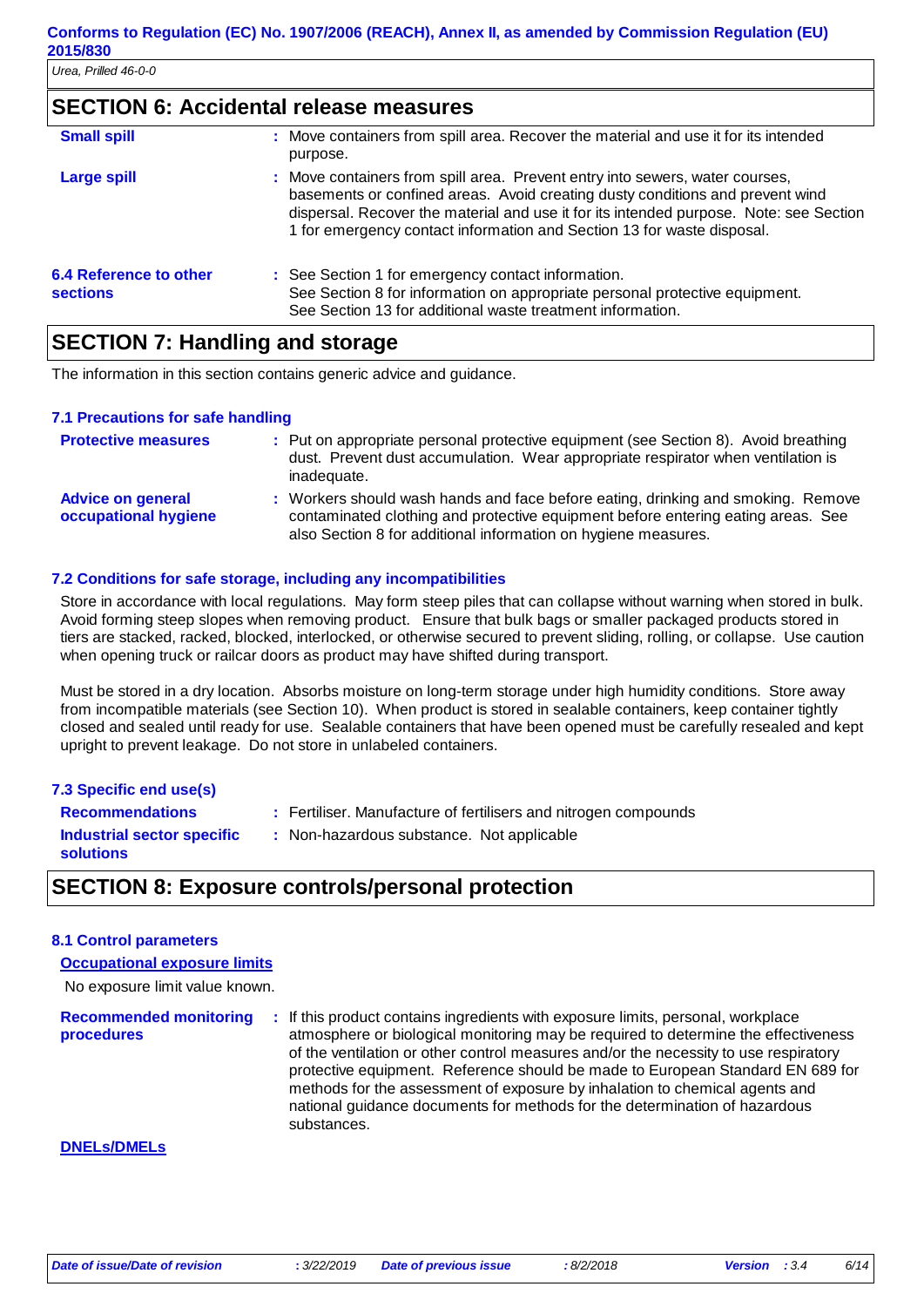## SECTION 6: Accidental release measures

**Small spill** : Move containers from spill area. Recover the material and use it for its intended purpose.

**Large spill** : Move containers from spill area. Prevent entry into sewers, water courses, basements or confined areas. Avoid creating dusty conditions and prevent wind dispersal. Recover the material and use it for its intended purpose. Note: see Section 1 for emergency contact information and Section 13 for waste disposal.

**6.4 Reference to other sections** : See Section 1 for emergency contact information.
See Section 8 for information on appropriate personal protective equipment.
See Section 13 for additional waste treatment information.

## SECTION 7: Handling and storage

The information in this section contains generic advice and guidance.

### 7.1 Precautions for safe handling

**Protective measures** : Put on appropriate personal protective equipment (see Section 8). Avoid breathing dust. Prevent dust accumulation. Wear appropriate respirator when ventilation is inadequate.

**Advice on general occupational hygiene** : Workers should wash hands and face before eating, drinking and smoking. Remove contaminated clothing and protective equipment before entering eating areas. See also Section 8 for additional information on hygiene measures.

### 7.2 Conditions for safe storage, including any incompatibilities

Store in accordance with local regulations. May form steep piles that can collapse without warning when stored in bulk. Avoid forming steep slopes when removing product. Ensure that bulk bags or smaller packaged products stored in tiers are stacked, racked, blocked, interlocked, or otherwise secured to prevent sliding, rolling, or collapse. Use caution when opening truck or railcar doors as product may have shifted during transport.

Must be stored in a dry location. Absorbs moisture on long-term storage under high humidity conditions. Store away from incompatible materials (see Section 10). When product is stored in sealable containers, keep container tightly closed and sealed until ready for use. Sealable containers that have been opened must be carefully resealed and kept upright to prevent leakage. Do not store in unlabeled containers.

### 7.3 Specific end use(s)

**Recommendations** : Fertiliser. Manufacture of fertilisers and nitrogen compounds

**Industrial sector specific solutions** : Non-hazardous substance. Not applicable

## SECTION 8: Exposure controls/personal protection

### 8.1 Control parameters

**Occupational exposure limits**

No exposure limit value known.

**Recommended monitoring procedures** : If this product contains ingredients with exposure limits, personal, workplace atmosphere or biological monitoring may be required to determine the effectiveness of the ventilation or other control measures and/or the necessity to use respiratory protective equipment. Reference should be made to European Standard EN 689 for methods for the assessment of exposure by inhalation to chemical agents and national guidance documents for methods for the determination of hazardous substances.

**DNELs/DMELs**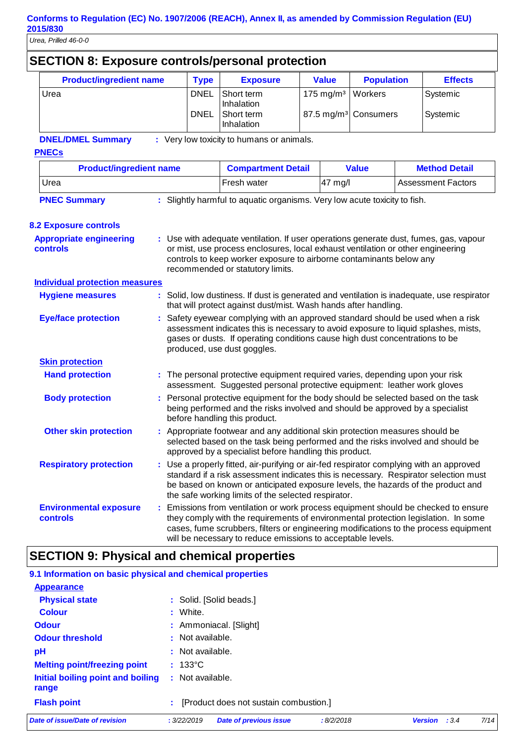## SECTION 8: Exposure controls/personal protection

| Product/ingredient name | Type | Exposure | Value | Population | Effects |
|---|---|---|---|---|---|
| Urea | DNEL | Short term Inhalation | 175 mg/m³ | Workers | Systemic |
| | DNEL | Short term Inhalation | 87.5 mg/m³ | Consumers | Systemic |

**DNEL/DMEL Summary** : Very low toxicity to humans or animals.

**PNECs**

| Product/ingredient name | Compartment Detail | Value | Method Detail |
|---|---|---|---|
| Urea | Fresh water | 47 mg/l | Assessment Factors |

**PNEC Summary** : Slightly harmful to aquatic organisms. Very low acute toxicity to fish.

### 8.2 Exposure controls

**Appropriate engineering controls** : Use with adequate ventilation. If user operations generate dust, fumes, gas, vapour or mist, use process enclosures, local exhaust ventilation or other engineering controls to keep worker exposure to airborne contaminants below any recommended or statutory limits.

**Individual protection measures**

**Hygiene measures** : Solid, low dustiness. If dust is generated and ventilation is inadequate, use respirator that will protect against dust/mist. Wash hands after handling.

**Eye/face protection** : Safety eyewear complying with an approved standard should be used when a risk assessment indicates this is necessary to avoid exposure to liquid splashes, mists, gases or dusts. If operating conditions cause high dust concentrations to be produced, use dust goggles.

**Skin protection**

**Hand protection** : The personal protective equipment required varies, depending upon your risk assessment. Suggested personal protective equipment: leather work gloves

**Body protection** : Personal protective equipment for the body should be selected based on the task being performed and the risks involved and should be approved by a specialist before handling this product.

**Other skin protection** : Appropriate footwear and any additional skin protection measures should be selected based on the task being performed and the risks involved and should be approved by a specialist before handling this product.

**Respiratory protection** : Use a properly fitted, air-purifying or air-fed respirator complying with an approved standard if a risk assessment indicates this is necessary. Respirator selection must be based on known or anticipated exposure levels, the hazards of the product and the safe working limits of the selected respirator.

**Environmental exposure controls** : Emissions from ventilation or work process equipment should be checked to ensure they comply with the requirements of environmental protection legislation. In some cases, fume scrubbers, filters or engineering modifications to the process equipment will be necessary to reduce emissions to acceptable levels.

## SECTION 9: Physical and chemical properties

### 9.1 Information on basic physical and chemical properties

**Appearance**

**Physical state** : Solid. [Solid beads.]

**Colour** : White.

**Odour** : Ammoniacal. [Slight]

**Odour threshold** : Not available.

**pH** : Not available.

**Melting point/freezing point** : 133°C

**Initial boiling point and boiling range** : Not available.

**Flash point** : [Product does not sustain combustion.]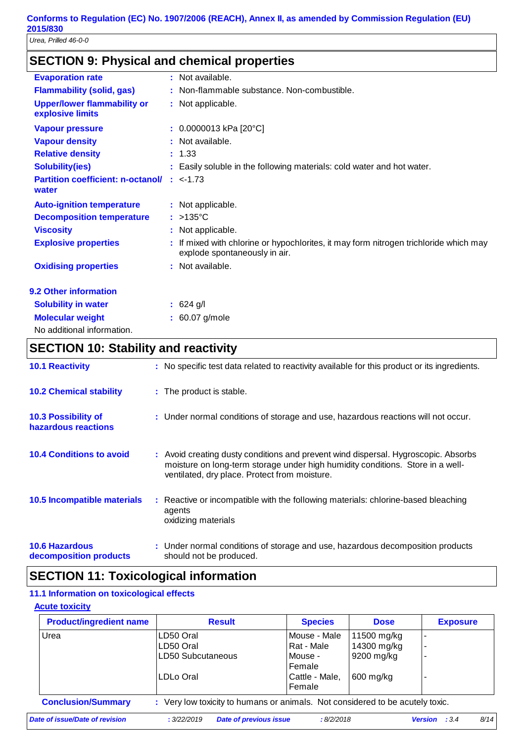## SECTION 9: Physical and chemical properties

| | |
|---|---|
| **Evaporation rate** | : Not available. |
| **Flammability (solid, gas)** | : Non-flammable substance. Non-combustible. |
| **Upper/lower flammability or explosive limits** | : Not applicable. |
| **Vapour pressure** | : 0.0000013 kPa [20°C] |
| **Vapour density** | : Not available. |
| **Relative density** | : 1.33 |
| **Solubility(ies)** | : Easily soluble in the following materials: cold water and hot water. |
| **Partition coefficient: n-octanol/ water** | : <-1.73 |
| **Auto-ignition temperature** | : Not applicable. |
| **Decomposition temperature** | : >135°C |
| **Viscosity** | : Not applicable. |
| **Explosive properties** | : If mixed with chlorine or hypochlorites, it may form nitrogen trichloride which may explode spontaneously in air. |
| **Oxidising properties** | : Not available. |

### 9.2 Other information

| | |
|---|---|
| **Solubility in water** | : 624 g/l |
| **Molecular weight** | : 60.07 g/mole |

No additional information.

## SECTION 10: Stability and reactivity

| | |
|---|---|
| **10.1 Reactivity** | : No specific test data related to reactivity available for this product or its ingredients. |
| **10.2 Chemical stability** | : The product is stable. |
| **10.3 Possibility of hazardous reactions** | : Under normal conditions of storage and use, hazardous reactions will not occur. |
| **10.4 Conditions to avoid** | : Avoid creating dusty conditions and prevent wind dispersal. Hygroscopic. Absorbs moisture on long-term storage under high humidity conditions. Store in a well-ventilated, dry place. Protect from moisture. |
| **10.5 Incompatible materials** | : Reactive or incompatible with the following materials: chlorine-based bleaching agents<br>oxidizing materials |
| **10.6 Hazardous decomposition products** | : Under normal conditions of storage and use, hazardous decomposition products should not be produced. |

## SECTION 11: Toxicological information

### 11.1 Information on toxicological effects

**Acute toxicity**

| Product/ingredient name | Result | Species | Dose | Exposure |
|---|---|---|---|---|
| Urea | LD50 Oral | Mouse - Male | 11500 mg/kg | - |
| | LD50 Oral | Rat - Male | 14300 mg/kg | - |
| | LD50 Subcutaneous | Mouse - Female | 9200 mg/kg | - |
| | LDLo Oral | Cattle - Male, Female | 600 mg/kg | - |

**Conclusion/Summary** : Very low toxicity to humans or animals. Not considered to be acutely toxic.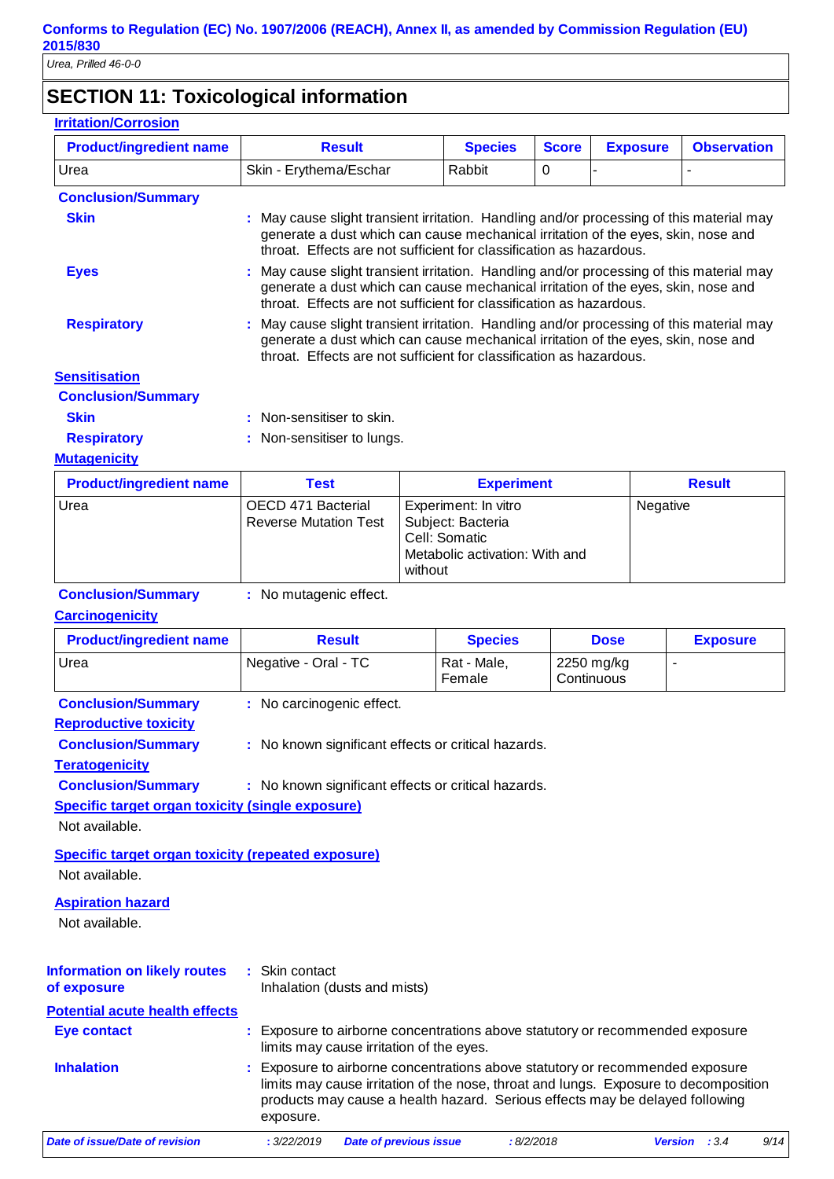# SECTION 11: Toxicological information

**Irritation/Corrosion**

| Product/ingredient name | Result | Species | Score | Exposure | Observation |
|---|---|---|---|---|---|
| Urea | Skin - Erythema/Eschar | Rabbit | 0 | - | - |

**Conclusion/Summary**

**Skin** : May cause slight transient irritation. Handling and/or processing of this material may generate a dust which can cause mechanical irritation of the eyes, skin, nose and throat. Effects are not sufficient for classification as hazardous.

**Eyes** : May cause slight transient irritation. Handling and/or processing of this material may generate a dust which can cause mechanical irritation of the eyes, skin, nose and throat. Effects are not sufficient for classification as hazardous.

**Respiratory** : May cause slight transient irritation. Handling and/or processing of this material may generate a dust which can cause mechanical irritation of the eyes, skin, nose and throat. Effects are not sufficient for classification as hazardous.

**Sensitisation**

**Conclusion/Summary**

**Skin** : Non-sensitiser to skin.

**Respiratory** : Non-sensitiser to lungs.

**Mutagenicity**

| Product/ingredient name | Test | Experiment | Result |
|---|---|---|---|
| Urea | OECD 471 Bacterial Reverse Mutation Test | Experiment: In vitro<br>Subject: Bacteria<br>Cell: Somatic<br>Metabolic activation: With and without | Negative |

**Conclusion/Summary** : No mutagenic effect.

**Carcinogenicity**

| Product/ingredient name | Result | Species | Dose | Exposure |
|---|---|---|---|---|
| Urea | Negative - Oral - TC | Rat - Male, Female | 2250 mg/kg Continuous | - |

**Conclusion/Summary** : No carcinogenic effect.

**Reproductive toxicity**

**Conclusion/Summary** : No known significant effects or critical hazards.

**Teratogenicity**

**Conclusion/Summary** : No known significant effects or critical hazards.

**Specific target organ toxicity (single exposure)**

Not available.

**Specific target organ toxicity (repeated exposure)**

Not available.

**Aspiration hazard**

Not available.

**Information on likely routes of exposure** : Skin contact
Inhalation (dusts and mists)

**Potential acute health effects**

**Eye contact** : Exposure to airborne concentrations above statutory or recommended exposure limits may cause irritation of the eyes.

**Inhalation** : Exposure to airborne concentrations above statutory or recommended exposure limits may cause irritation of the nose, throat and lungs. Exposure to decomposition products may cause a health hazard. Serious effects may be delayed following exposure.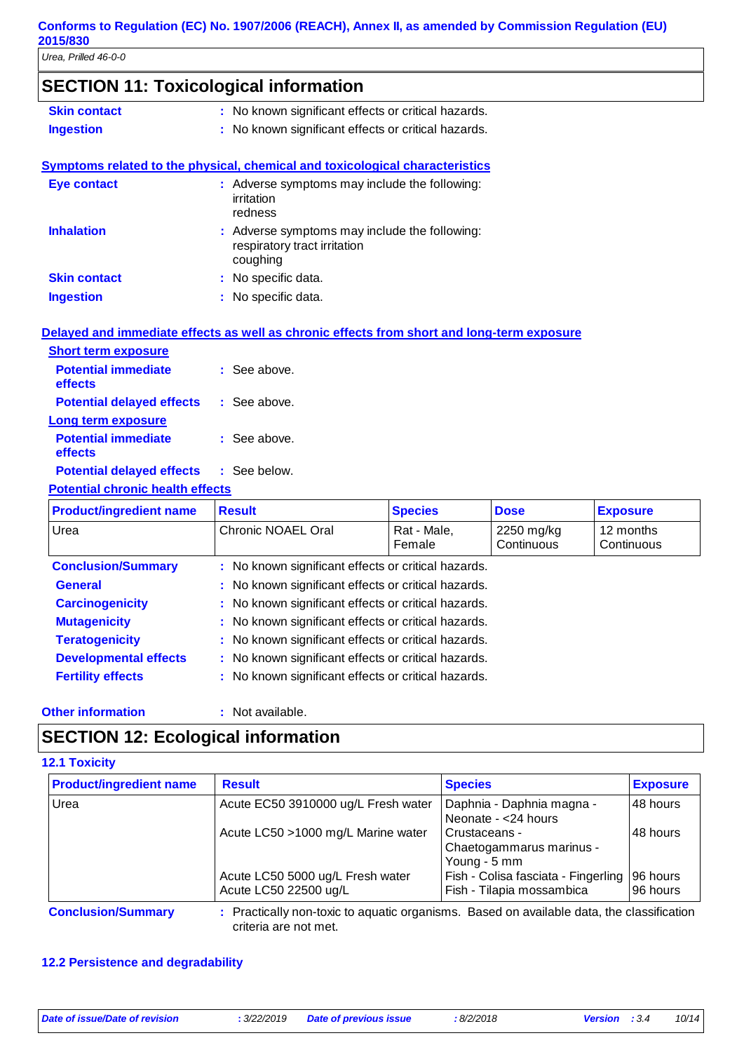## SECTION 11: Toxicological information

**Skin contact** : No known significant effects or critical hazards.

**Ingestion** : No known significant effects or critical hazards.

**Symptoms related to the physical, chemical and toxicological characteristics**

**Eye contact** : Adverse symptoms may include the following:
irritation
redness

**Inhalation** : Adverse symptoms may include the following:
respiratory tract irritation
coughing

**Skin contact** : No specific data.

**Ingestion** : No specific data.

**Delayed and immediate effects as well as chronic effects from short and long-term exposure**

**Short term exposure**

**Potential immediate effects** : See above.

**Potential delayed effects** : See above.

**Long term exposure**

**Potential immediate effects** : See above.

**Potential delayed effects** : See below.

**Potential chronic health effects**

| Product/ingredient name | Result | Species | Dose | Exposure |
|---|---|---|---|---|
| Urea | Chronic NOAEL Oral | Rat - Male, Female | 2250 mg/kg Continuous | 12 months Continuous |

**Conclusion/Summary** : No known significant effects or critical hazards.

**General** : No known significant effects or critical hazards.

**Carcinogenicity** : No known significant effects or critical hazards.

**Mutagenicity** : No known significant effects or critical hazards.

**Teratogenicity** : No known significant effects or critical hazards.

**Developmental effects** : No known significant effects or critical hazards.

**Fertility effects** : No known significant effects or critical hazards.

**Other information** : Not available.

## SECTION 12: Ecological information

### 12.1 Toxicity

| Product/ingredient name | Result | Species | Exposure |
|---|---|---|---|
| Urea | Acute EC50 3910000 ug/L Fresh water | Daphnia - Daphnia magna - Neonate - <24 hours | 48 hours |
| | Acute LC50 >1000 mg/L Marine water | Crustaceans - Chaetogammarus marinus - Young - 5 mm | 48 hours |
| | Acute LC50 5000 ug/L Fresh water | Fish - Colisa fasciata - Fingerling | 96 hours |
| | Acute LC50 22500 ug/L | Fish - Tilapia mossambica | 96 hours |

**Conclusion/Summary** : Practically non-toxic to aquatic organisms. Based on available data, the classification criteria are not met.

### 12.2 Persistence and degradability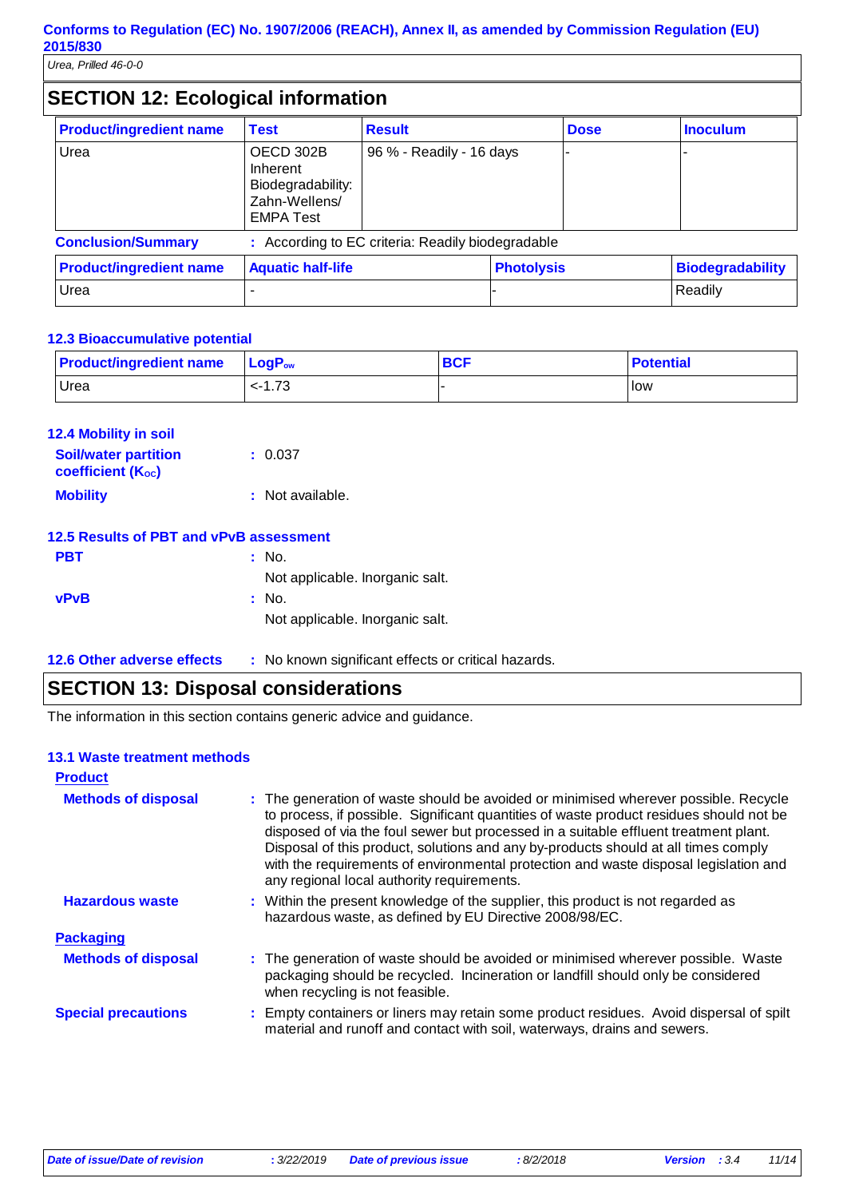## SECTION 12: Ecological information

| Product/ingredient name | Test | Result | Dose | Inoculum |
|---|---|---|---|---|
| Urea | OECD 302B Inherent Biodegradability: Zahn-Wellens/ EMPA Test | 96 % - Readily - 16 days | - | - |

**Conclusion/Summary** : According to EC criteria: Readily biodegradable

| Product/ingredient name | Aquatic half-life | Photolysis | Biodegradability |
|---|---|---|---|
| Urea | - | - | Readily |

### 12.3 Bioaccumulative potential

| Product/ingredient name | $LogP_{ow}$ | BCF | Potential |
|---|---|---|---|
| Urea | <-1.73 | - | low |

### 12.4 Mobility in soil

**Soil/water partition coefficient ($K_{OC}$)** : 0.037

**Mobility** : Not available.

### 12.5 Results of PBT and vPvB assessment

**PBT** : No.
Not applicable. Inorganic salt.

**vPvB** : No.
Not applicable. Inorganic salt.

### 12.6 Other adverse effects : No known significant effects or critical hazards.

## SECTION 13: Disposal considerations

The information in this section contains generic advice and guidance.

### 13.1 Waste treatment methods

**Product**

**Methods of disposal** : The generation of waste should be avoided or minimised wherever possible. Recycle to process, if possible. Significant quantities of waste product residues should not be disposed of via the foul sewer but processed in a suitable effluent treatment plant. Disposal of this product, solutions and any by-products should at all times comply with the requirements of environmental protection and waste disposal legislation and any regional local authority requirements.

**Hazardous waste** : Within the present knowledge of the supplier, this product is not regarded as hazardous waste, as defined by EU Directive 2008/98/EC.

**Packaging**

**Methods of disposal** : The generation of waste should be avoided or minimised wherever possible. Waste packaging should be recycled. Incineration or landfill should only be considered when recycling is not feasible.

**Special precautions** : Empty containers or liners may retain some product residues. Avoid dispersal of spilt material and runoff and contact with soil, waterways, drains and sewers.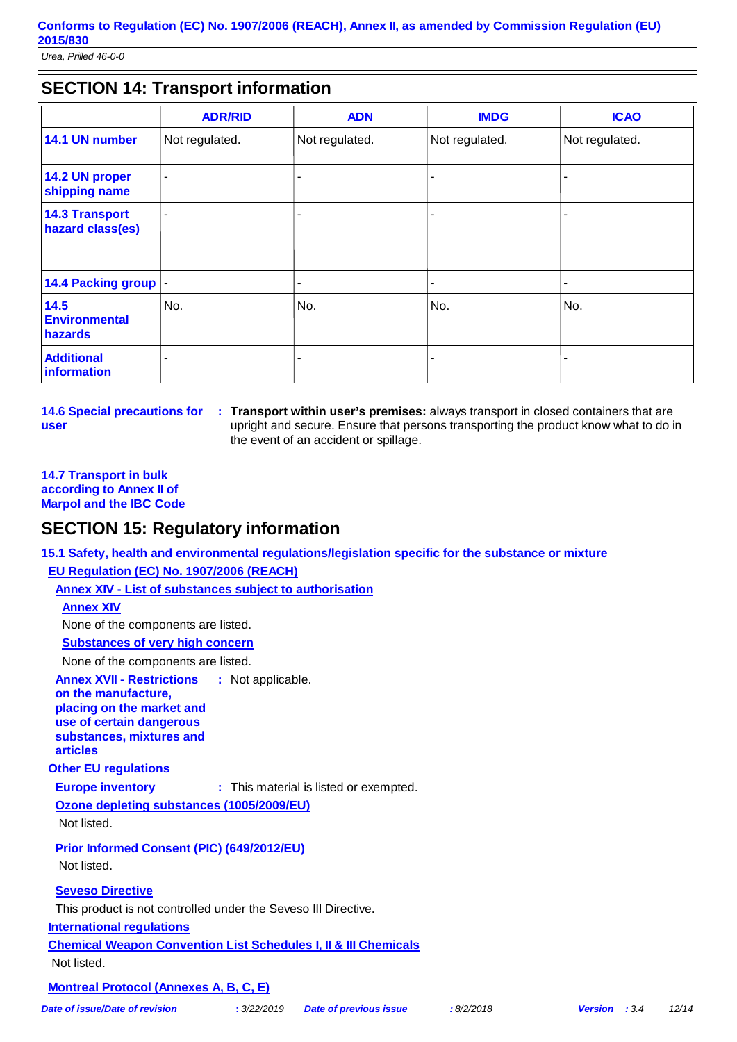## SECTION 14: Transport information

| | ADR/RID | ADN | IMDG | ICAO |
|---|---|---|---|---|
| **14.1 UN number** | Not regulated. | Not regulated. | Not regulated. | Not regulated. |
| **14.2 UN proper shipping name** | - | - | - | - |
| **14.3 Transport hazard class(es)** | - | - | - | - |
| **14.4 Packing group** | - | - | - | - |
| **14.5 Environmental hazards** | No. | No. | No. | No. |
| **Additional information** | - | - | - | - |

**14.6 Special precautions for user** : **Transport within user's premises:** always transport in closed containers that are upright and secure. Ensure that persons transporting the product know what to do in the event of an accident or spillage.

**14.7 Transport in bulk according to Annex II of Marpol and the IBC Code**

## SECTION 15: Regulatory information

**15.1 Safety, health and environmental regulations/legislation specific for the substance or mixture**

**EU Regulation (EC) No. 1907/2006 (REACH)**

**Annex XIV - List of substances subject to authorisation**

**Annex XIV**

None of the components are listed.

**Substances of very high concern**

None of the components are listed.

**Annex XVII - Restrictions on the manufacture, placing on the market and use of certain dangerous substances, mixtures and articles** : Not applicable.

**Other EU regulations**

**Europe inventory** : This material is listed or exempted.

**Ozone depleting substances (1005/2009/EU)**

Not listed.

**Prior Informed Consent (PIC) (649/2012/EU)**

Not listed.

**Seveso Directive**

This product is not controlled under the Seveso III Directive.

**International regulations**

**Chemical Weapon Convention List Schedules I, II & III Chemicals**

Not listed.

**Montreal Protocol (Annexes A, B, C, E)**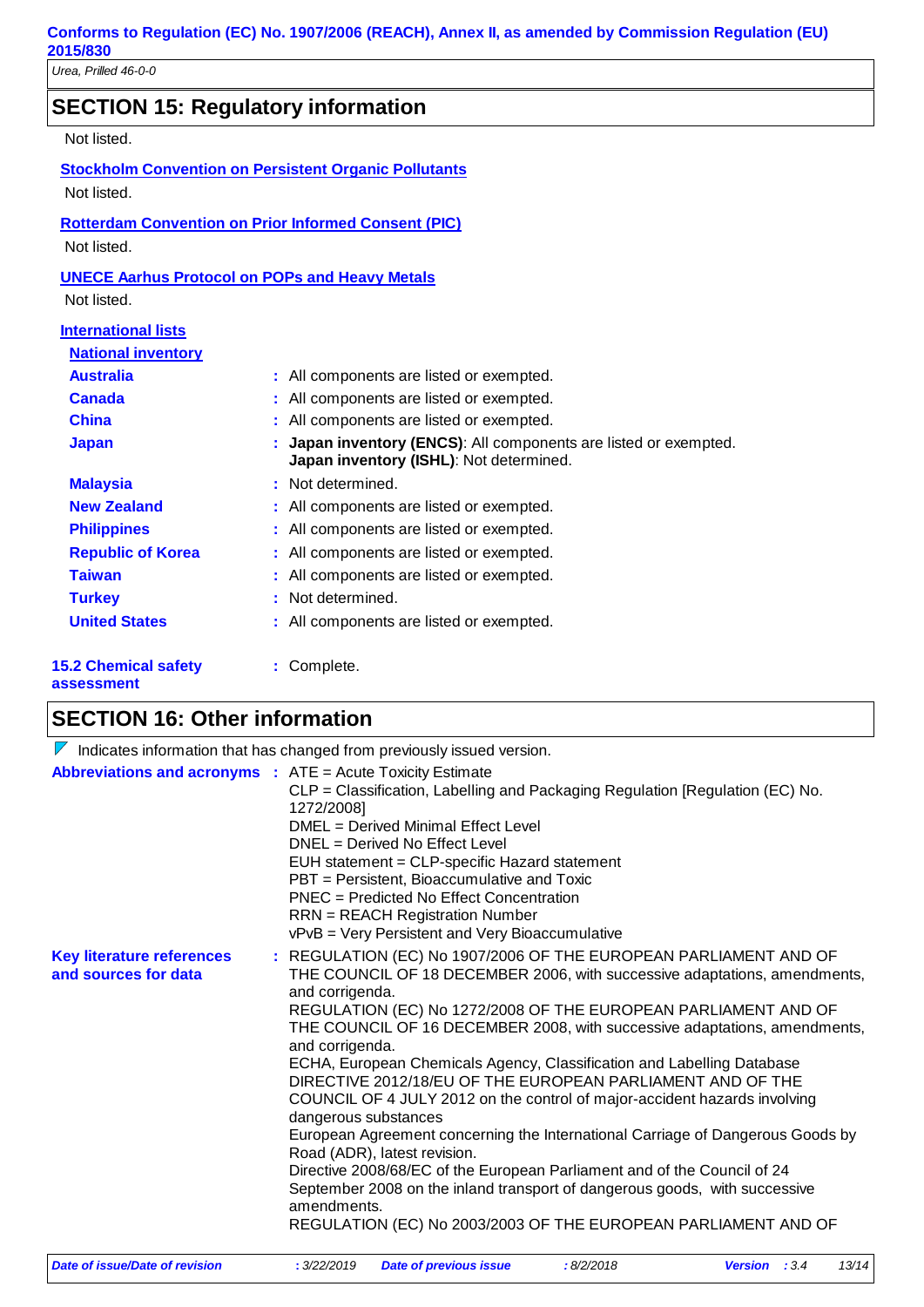## SECTION 15: Regulatory information

Not listed.

**Stockholm Convention on Persistent Organic Pollutants**

Not listed.

**Rotterdam Convention on Prior Informed Consent (PIC)**

Not listed.

**UNECE Aarhus Protocol on POPs and Heavy Metals**

Not listed.

**International lists**

**National inventory**

| | |
|---|---|
| **Australia** | : All components are listed or exempted. |
| **Canada** | : All components are listed or exempted. |
| **China** | : All components are listed or exempted. |
| **Japan** | : **Japan inventory (ENCS)**: All components are listed or exempted. **Japan inventory (ISHL)**: Not determined. |
| **Malaysia** | : Not determined. |
| **New Zealand** | : All components are listed or exempted. |
| **Philippines** | : All components are listed or exempted. |
| **Republic of Korea** | : All components are listed or exempted. |
| **Taiwan** | : All components are listed or exempted. |
| **Turkey** | : Not determined. |
| **United States** | : All components are listed or exempted. |

**15.2 Chemical safety assessment** : Complete.

## SECTION 16: Other information

Indicates information that has changed from previously issued version.

**Abbreviations and acronyms** :
ATE = Acute Toxicity Estimate
CLP = Classification, Labelling and Packaging Regulation [Regulation (EC) No. 1272/2008]
DMEL = Derived Minimal Effect Level
DNEL = Derived No Effect Level
EUH statement = CLP-specific Hazard statement
PBT = Persistent, Bioaccumulative and Toxic
PNEC = Predicted No Effect Concentration
RRN = REACH Registration Number
vPvB = Very Persistent and Very Bioaccumulative

**Key literature references and sources for data** :
REGULATION (EC) No 1907/2006 OF THE EUROPEAN PARLIAMENT AND OF THE COUNCIL OF 18 DECEMBER 2006, with successive adaptations, amendments, and corrigenda.
REGULATION (EC) No 1272/2008 OF THE EUROPEAN PARLIAMENT AND OF THE COUNCIL OF 16 DECEMBER 2008, with successive adaptations, amendments, and corrigenda.
ECHA, European Chemicals Agency, Classification and Labelling Database
DIRECTIVE 2012/18/EU OF THE EUROPEAN PARLIAMENT AND OF THE COUNCIL OF 4 JULY 2012 on the control of major-accident hazards involving dangerous substances
European Agreement concerning the International Carriage of Dangerous Goods by Road (ADR), latest revision.
Directive 2008/68/EC of the European Parliament and of the Council of 24 September 2008 on the inland transport of dangerous goods, with successive amendments.
REGULATION (EC) No 2003/2003 OF THE EUROPEAN PARLIAMENT AND OF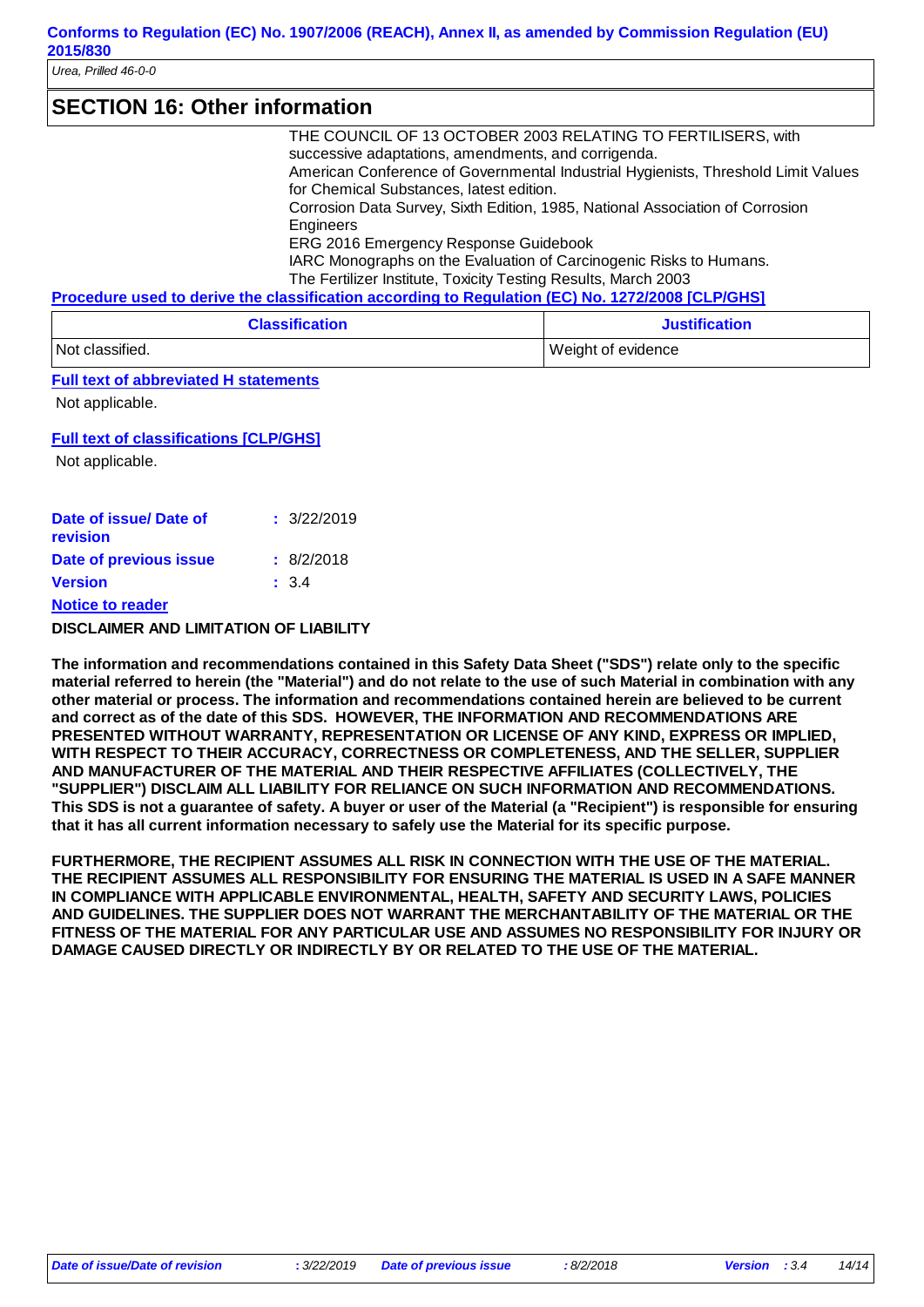## SECTION 16: Other information

THE COUNCIL OF 13 OCTOBER 2003 RELATING TO FERTILISERS, with successive adaptations, amendments, and corrigenda.
American Conference of Governmental Industrial Hygienists, Threshold Limit Values for Chemical Substances, latest edition.
Corrosion Data Survey, Sixth Edition, 1985, National Association of Corrosion Engineers
ERG 2016 Emergency Response Guidebook
IARC Monographs on the Evaluation of Carcinogenic Risks to Humans.
The Fertilizer Institute, Toxicity Testing Results, March 2003

**Procedure used to derive the classification according to Regulation (EC) No. 1272/2008 [CLP/GHS]**

| Classification | Justification |
|---|---|
| Not classified. | Weight of evidence |

**Full text of abbreviated H statements**

Not applicable.

**Full text of classifications [CLP/GHS]**

Not applicable.

**Date of issue/ Date of revision** : 3/22/2019

**Date of previous issue** : 8/2/2018

**Version** : 3.4

**Notice to reader**

**DISCLAIMER AND LIMITATION OF LIABILITY**

**The information and recommendations contained in this Safety Data Sheet ("SDS") relate only to the specific material referred to herein (the "Material") and do not relate to the use of such Material in combination with any other material or process. The information and recommendations contained herein are believed to be current and correct as of the date of this SDS. HOWEVER, THE INFORMATION AND RECOMMENDATIONS ARE PRESENTED WITHOUT WARRANTY, REPRESENTATION OR LICENSE OF ANY KIND, EXPRESS OR IMPLIED, WITH RESPECT TO THEIR ACCURACY, CORRECTNESS OR COMPLETENESS, AND THE SELLER, SUPPLIER AND MANUFACTURER OF THE MATERIAL AND THEIR RESPECTIVE AFFILIATES (COLLECTIVELY, THE "SUPPLIER") DISCLAIM ALL LIABILITY FOR RELIANCE ON SUCH INFORMATION AND RECOMMENDATIONS. This SDS is not a guarantee of safety. A buyer or user of the Material (a "Recipient") is responsible for ensuring that it has all current information necessary to safely use the Material for its specific purpose.**

**FURTHERMORE, THE RECIPIENT ASSUMES ALL RISK IN CONNECTION WITH THE USE OF THE MATERIAL. THE RECIPIENT ASSUMES ALL RESPONSIBILITY FOR ENSURING THE MATERIAL IS USED IN A SAFE MANNER IN COMPLIANCE WITH APPLICABLE ENVIRONMENTAL, HEALTH, SAFETY AND SECURITY LAWS, POLICIES AND GUIDELINES. THE SUPPLIER DOES NOT WARRANT THE MERCHANTABILITY OF THE MATERIAL OR THE FITNESS OF THE MATERIAL FOR ANY PARTICULAR USE AND ASSUMES NO RESPONSIBILITY FOR INJURY OR DAMAGE CAUSED DIRECTLY OR INDIRECTLY BY OR RELATED TO THE USE OF THE MATERIAL.**